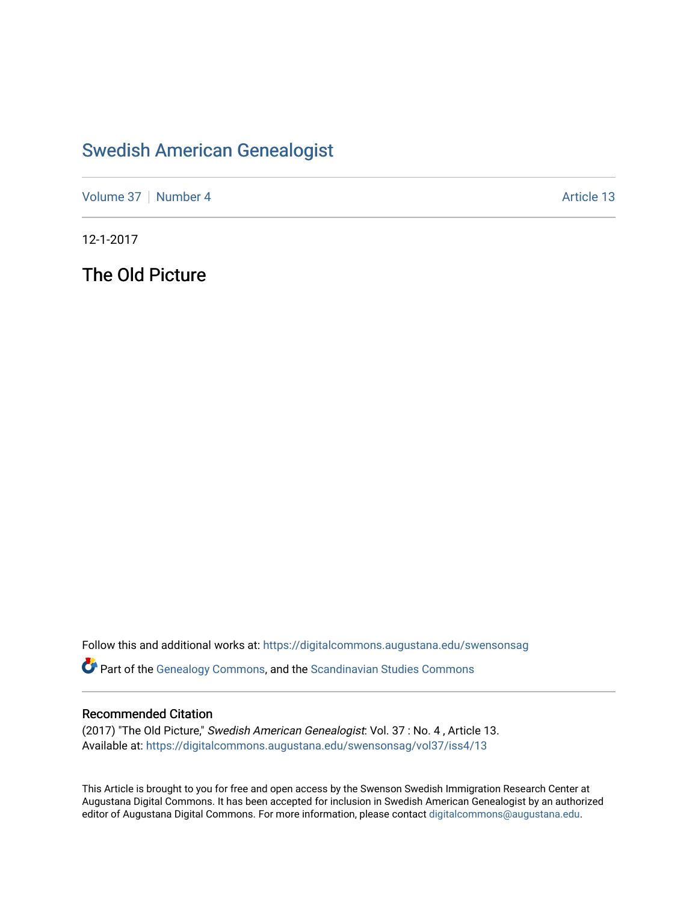# Swedish American Genealogist

Volume 37 | Number 4 Article 13

12-1-2017

## The Old Picture

Follow this and additional works at: https://digitalcommons.augustana.edu/swensonsag

Part of the Genealogy Commons, and the Scandinavian Studies Commons

### Recommended Citation

(2017) "The Old Picture," *Swedish American Genealogist*: Vol. 37 : No. 4 , Article 13.
Available at: https://digitalcommons.augustana.edu/swensonsag/vol37/iss4/13

This Article is brought to you for free and open access by the Swenson Swedish Immigration Research Center at Augustana Digital Commons. It has been accepted for inclusion in Swedish American Genealogist by an authorized editor of Augustana Digital Commons. For more information, please contact digitalcommons@augustana.edu.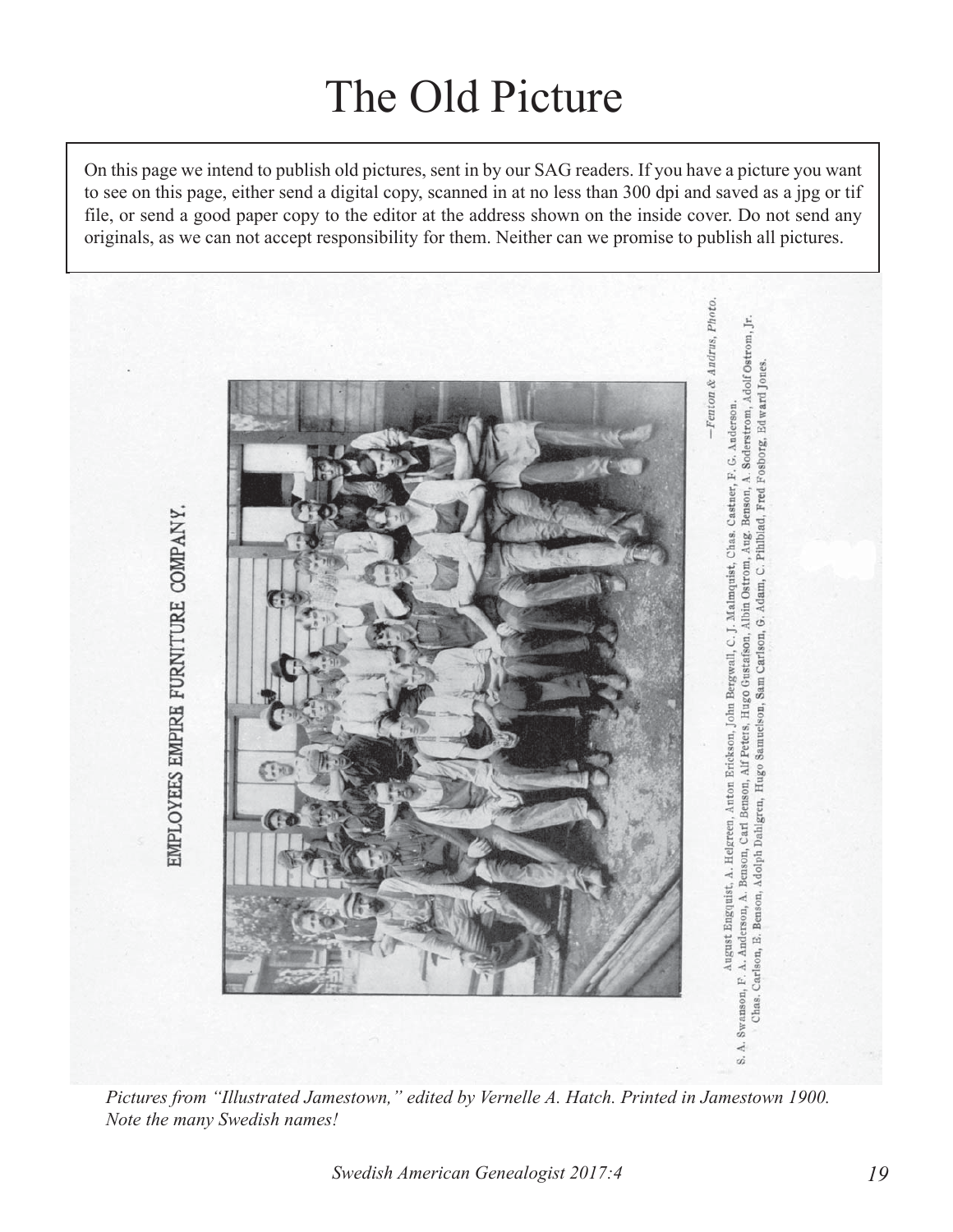# The Old Picture

On this page we intend to publish old pictures, sent in by our SAG readers. If you have a picture you want to see on this page, either send a digital copy, scanned in at no less than 300 dpi and saved as a jpg or tif file, or send a good paper copy to the editor at the address shown on the inside cover. Do not send any originals, as we can not accept responsibility for them. Neither can we promise to publish all pictures.

EMPLOYEES EMPIRE FURNITURE COMPANY.

—*Fenton & Andrus, Photo.*

August Engquist, A. Helgreen, Anton Erickson, John Bergwall, C. J. Malmquist, Chas. Castner, F. G. Anderson.
S. A. Swanson, F. A. Anderson, A. Benson, Carl Benson, Alf Peters, Hugo Gustafson, Albin Ostrom, Aug. Benson, A. Soderstrom, Adolf Ostrom, Jr.
Chas. Carlson, E. Benson, Adolph Dahlgren, Hugo Samuelson, Sam Carlson, G. Adam, C. Pihlblad, Fred Fosborg, Edward Jones.

*Pictures from "Illustrated Jamestown," edited by Vernelle A. Hatch. Printed in Jamestown 1900. Note the many Swedish names!*